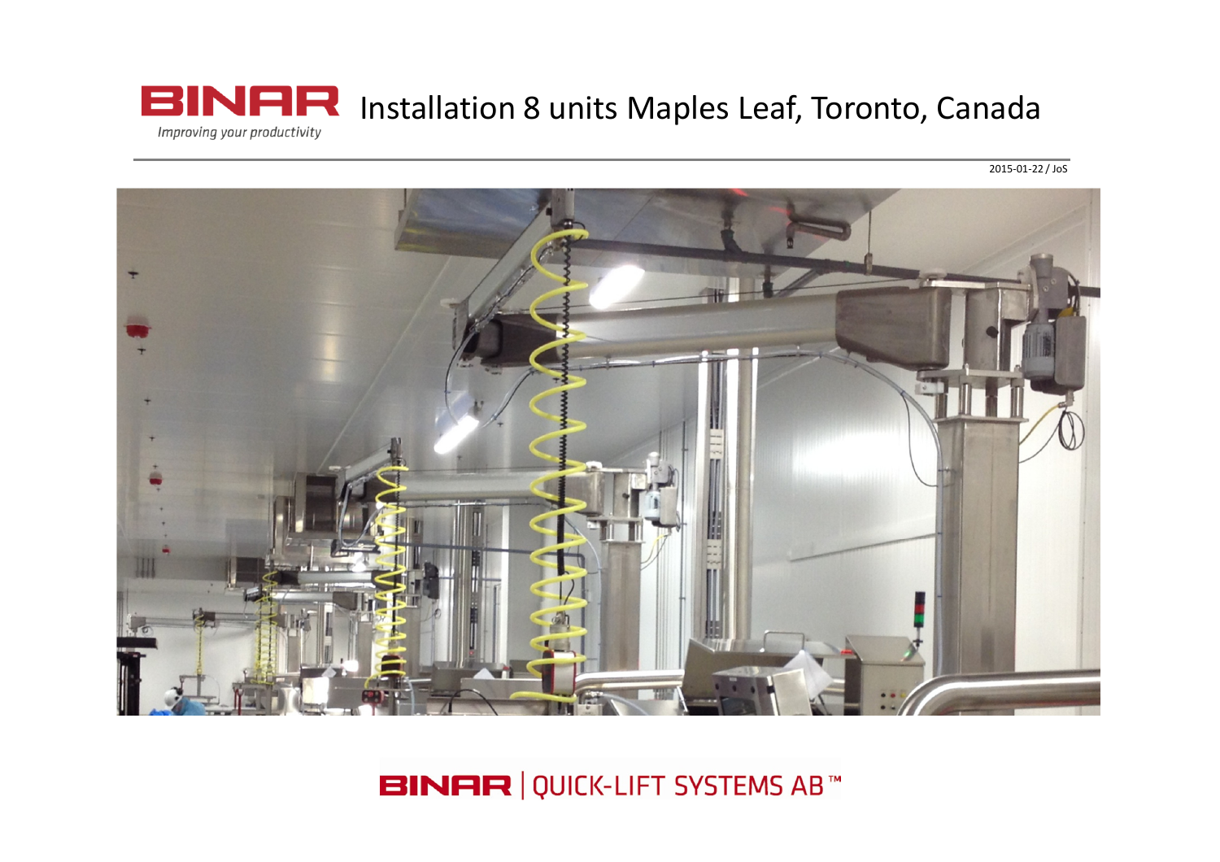# BINAR Installation 8 units Maples Leaf, Toronto, Canada

*Improving your productivity*

2015-01-22 / JoS

BINAR | QUICK-LIFT SYSTEMS AB™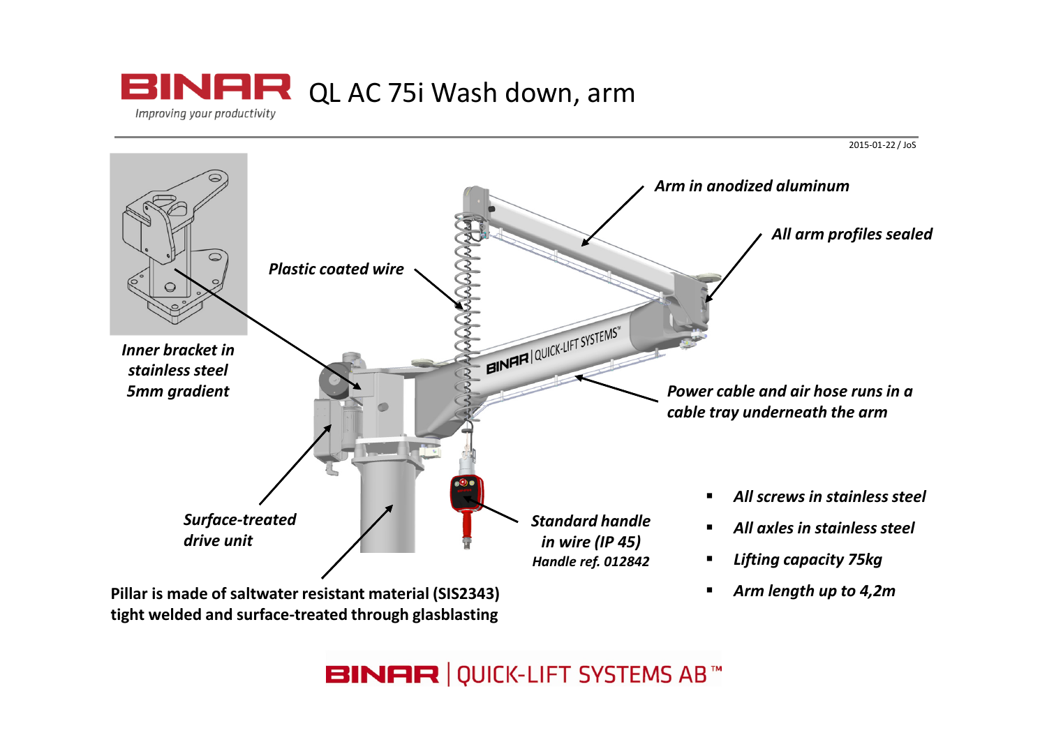# QL AC 75i Wash down, arm

2015-01-22 / JoS

*Arm in anodized aluminum*

*All arm profiles sealed*

*Plastic coated wire*

*Inner bracket in stainless steel 5mm gradient*

*Power cable and air hose runs in a cable tray underneath the arm*

*Surface-treated drive unit*

*Standard handle in wire (IP 45)*
*Handle ref. 012842*

- *All screws in stainless steel*
- *All axles in stainless steel*
- *Lifting capacity 75kg*
- *Arm length up to 4,2m*

**Pillar is made of saltwater resistant material (SIS2343) tight welded and surface-treated through glasblasting**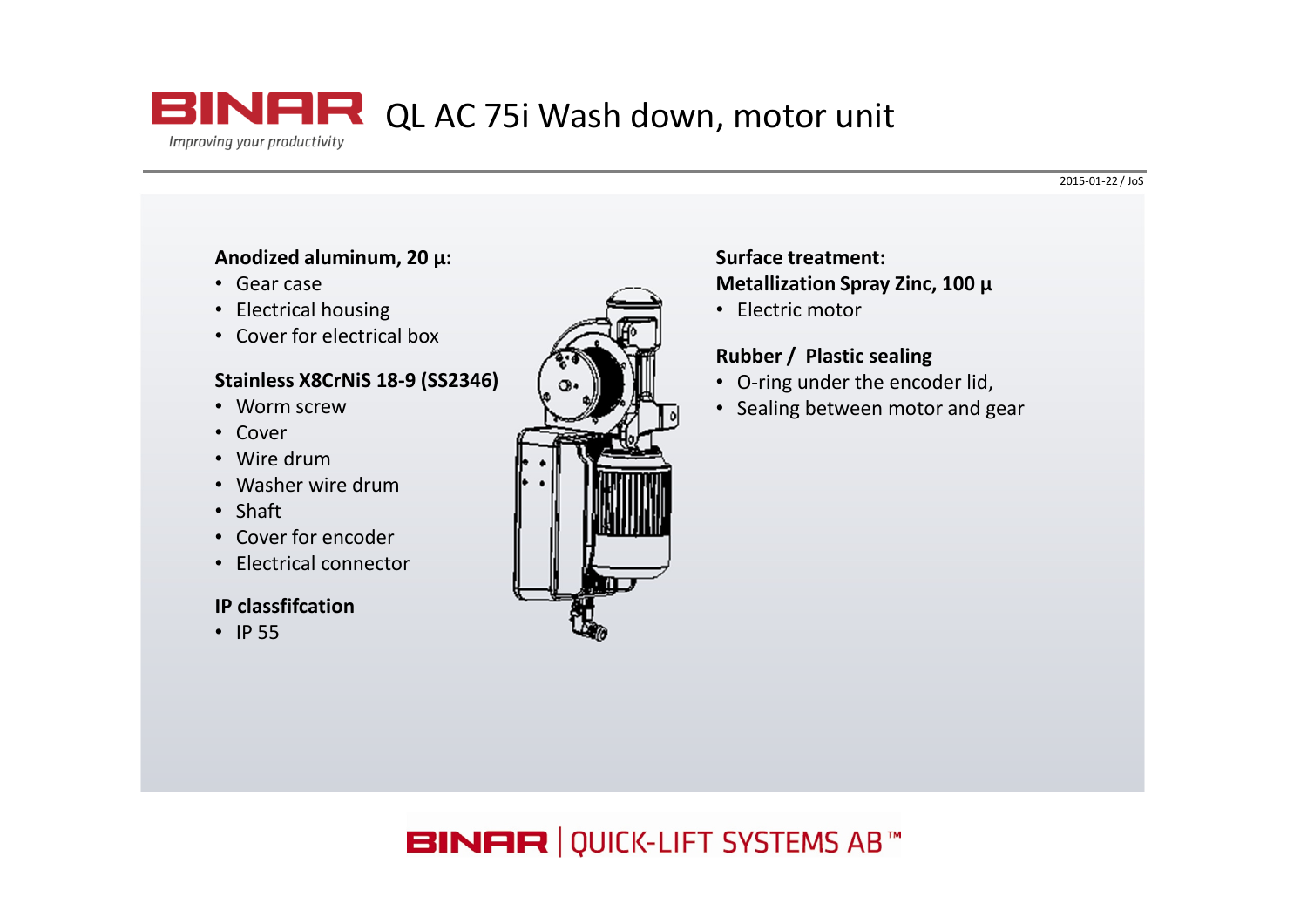# QL AC 75i Wash down, motor unit

2015-01-22 / JoS

**Anodized aluminum, 20 µ:**

- Gear case
- Electrical housing
- Cover for electrical box

**Stainless X8CrNiS 18-9 (SS2346)**

- Worm screw
- Cover
- Wire drum
- Washer wire drum
- Shaft
- Cover for encoder
- Electrical connector

**IP classfifcation**

- IP 55

**Surface treatment:**
**Metallization Spray Zinc, 100 µ**

- Electric motor

**Rubber / Plastic sealing**

- O-ring under the encoder lid,
- Sealing between motor and gear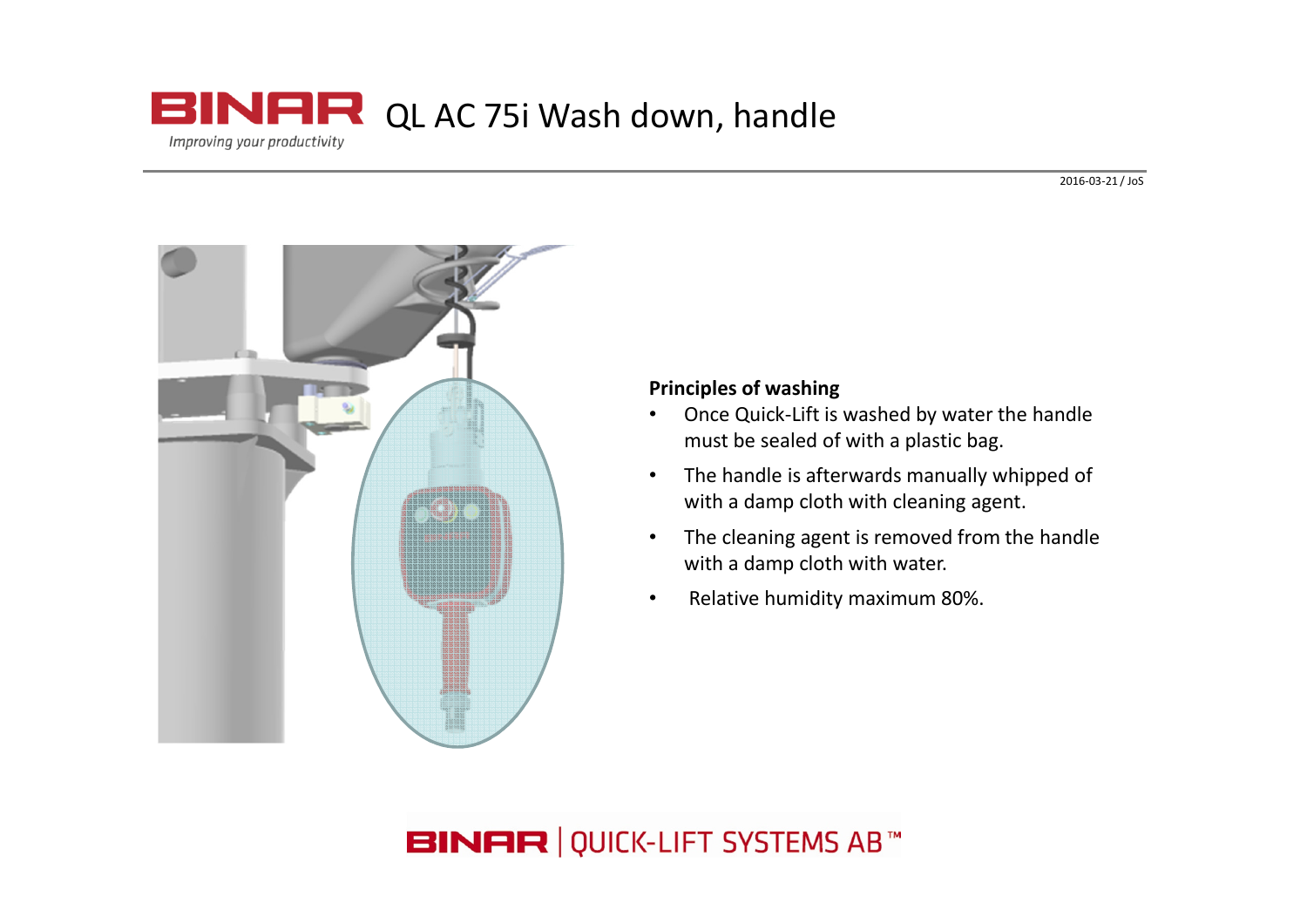# QL AC 75i Wash down, handle

2016-03-21 / JoS

**Principles of washing**

- Once Quick-Lift is washed by water the handle must be sealed of with a plastic bag.
- The handle is afterwards manually whipped of with a damp cloth with cleaning agent.
- The cleaning agent is removed from the handle with a damp cloth with water.
- Relative humidity maximum 80%.